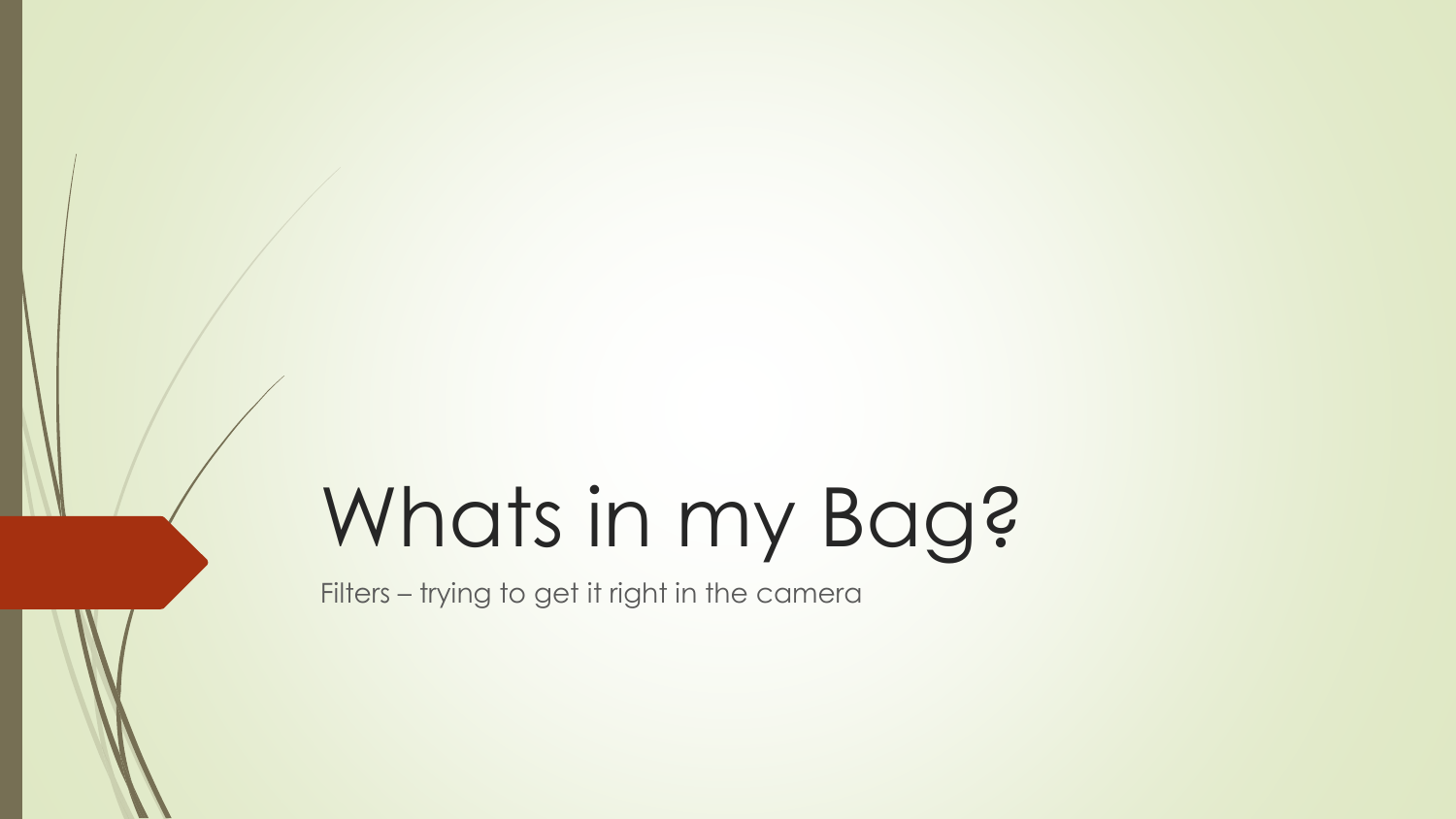# Whats in my Bag?

Filters – trying to get it right in the camera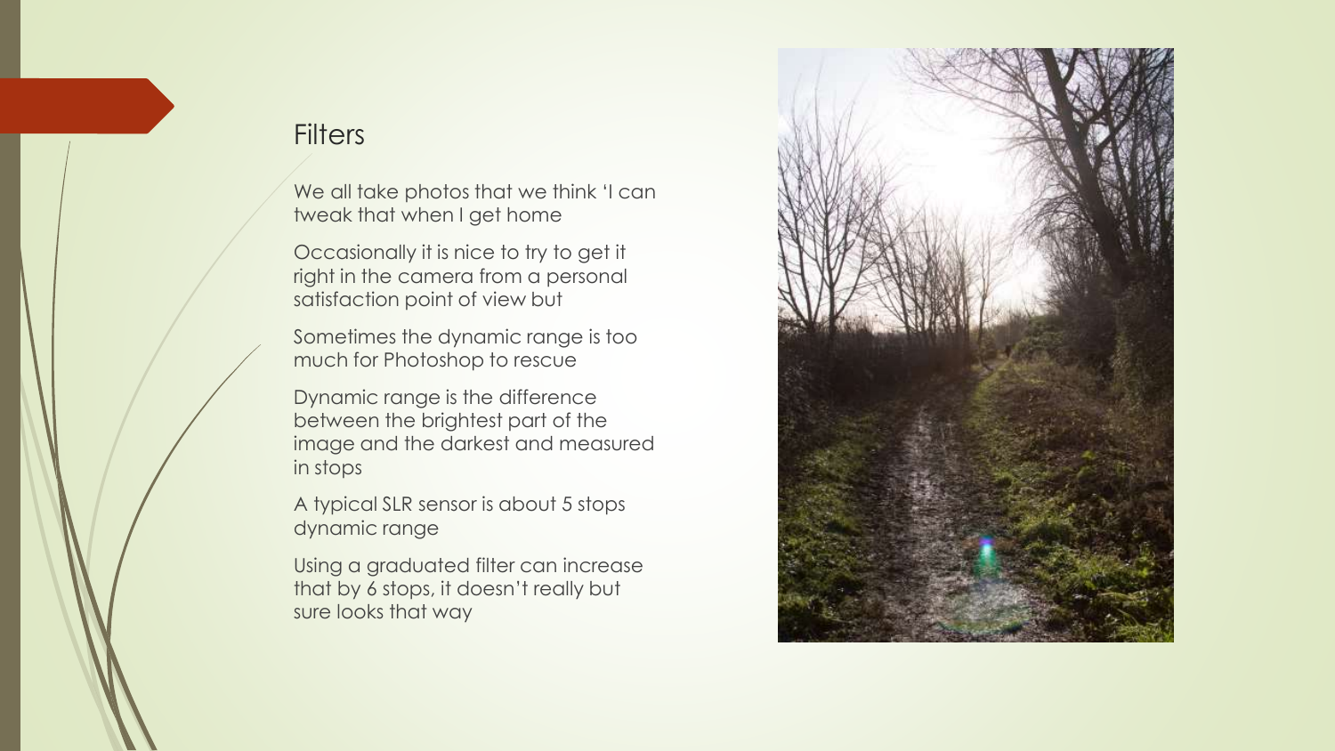# Filters

We all take photos that we think 'I can tweak that when I get home

Occasionally it is nice to try to get it right in the camera from a personal satisfaction point of view but

Sometimes the dynamic range is too much for Photoshop to rescue

Dynamic range is the difference between the brightest part of the image and the darkest and measured in stops

A typical SLR sensor is about 5 stops dynamic range

Using a graduated filter can increase that by 6 stops, it doesn't really but sure looks that way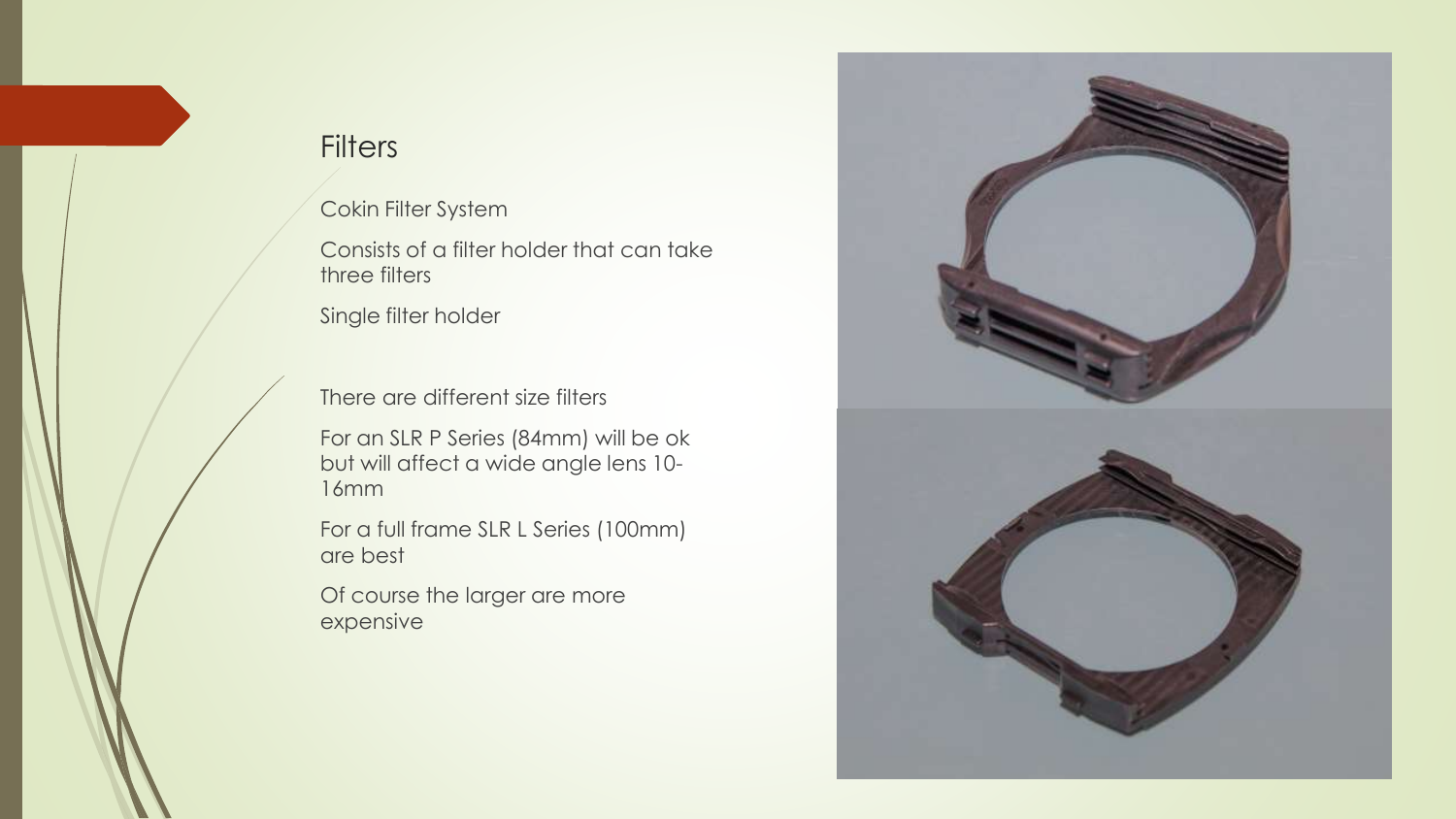# Filters

Cokin Filter System

Consists of a filter holder that can take three filters

Single filter holder

There are different size filters

For an SLR P Series (84mm) will be ok but will affect a wide angle lens 10-16mm

For a full frame SLR L Series (100mm) are best

Of course the larger are more expensive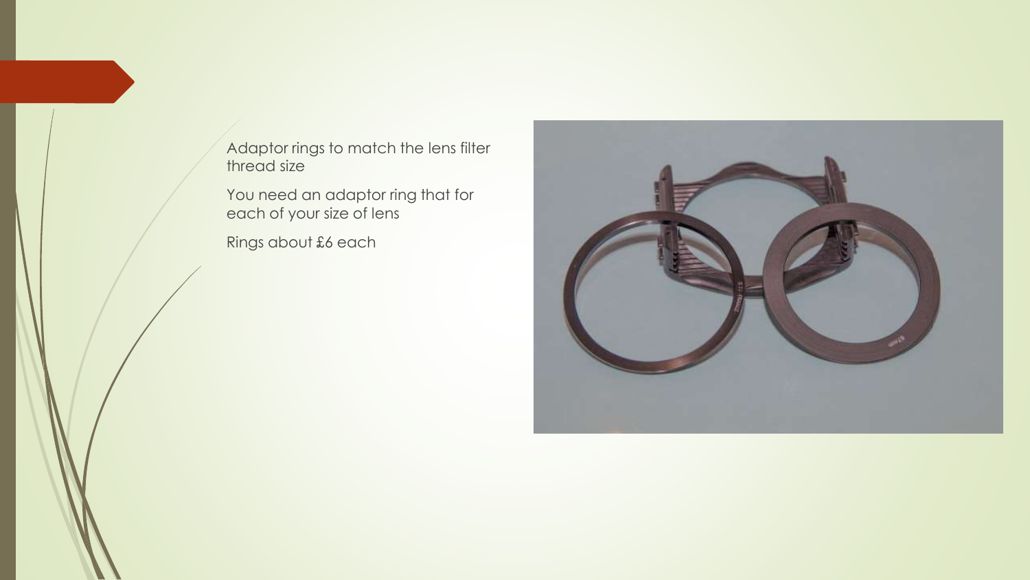Adaptor rings to match the lens filter thread size

You need an adaptor ring that for each of your size of lens

Rings about £6 each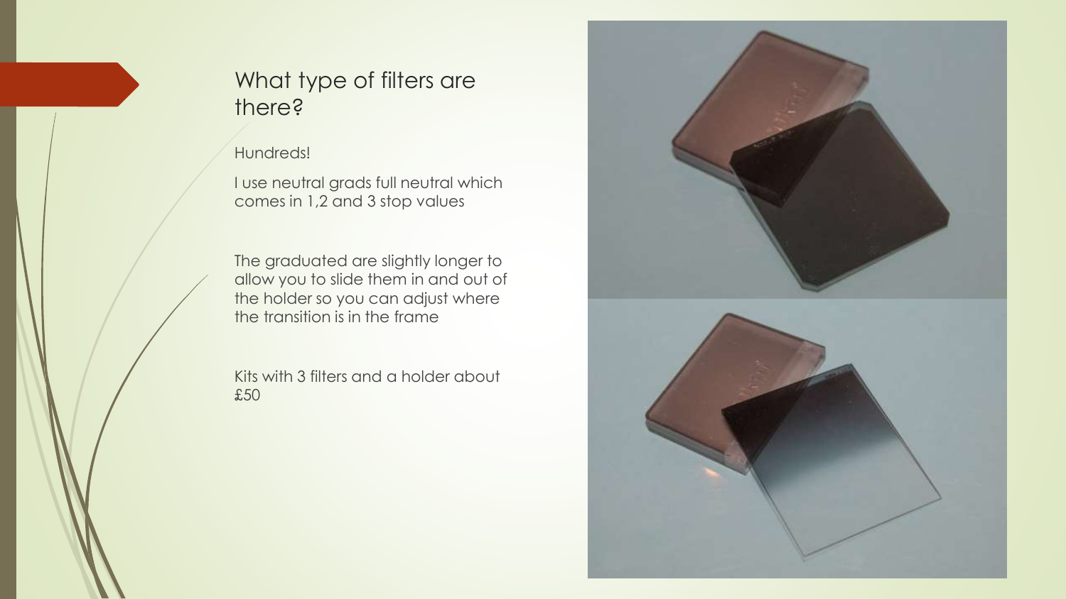## What type of filters are there?

Hundreds!

I use neutral grads full neutral which comes in 1,2 and 3 stop values

The graduated are slightly longer to allow you to slide them in and out of the holder so you can adjust where the transition is in the frame

Kits with 3 filters and a holder about £50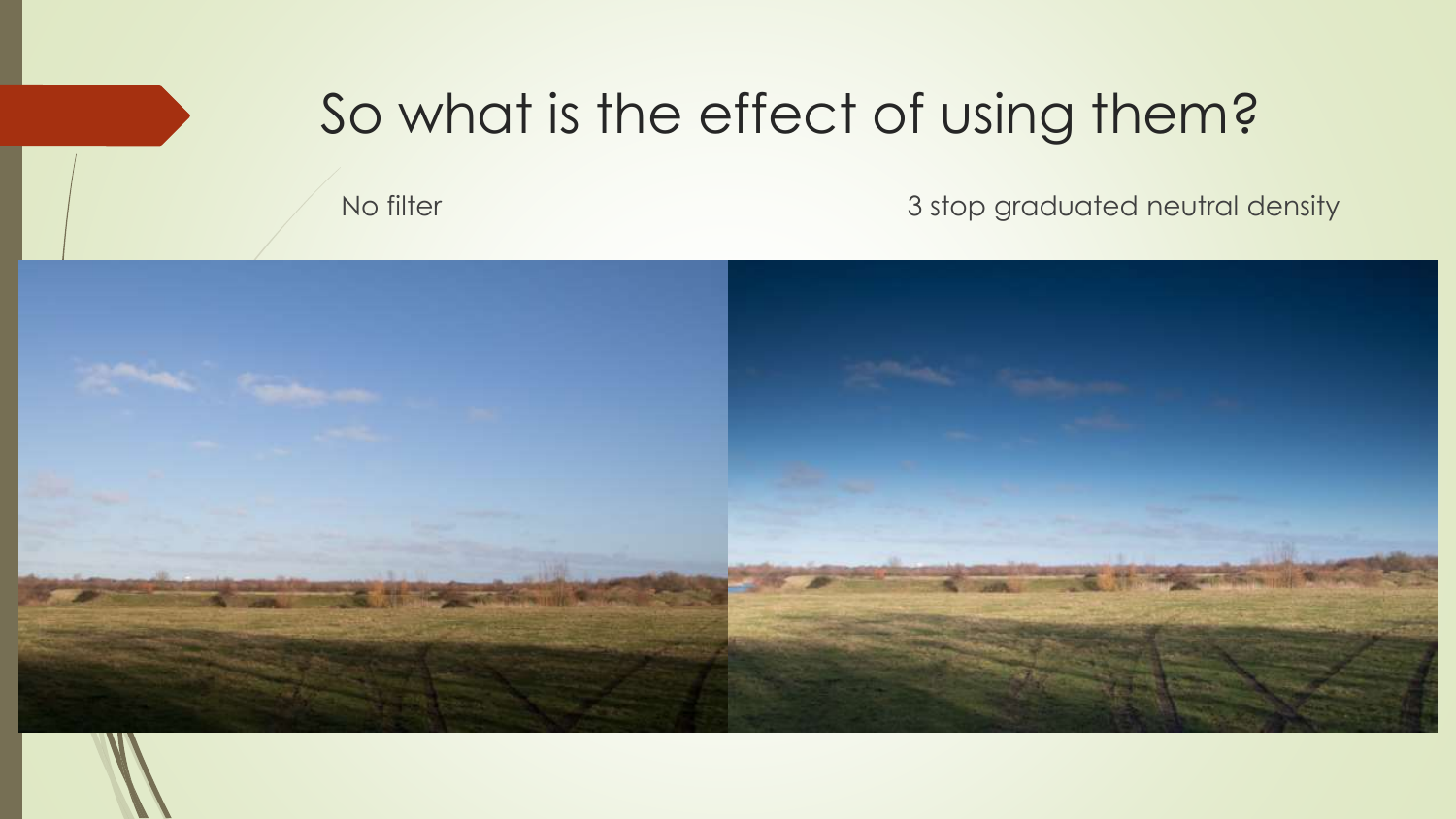# So what is the effect of using them?

No filter

3 stop graduated neutral density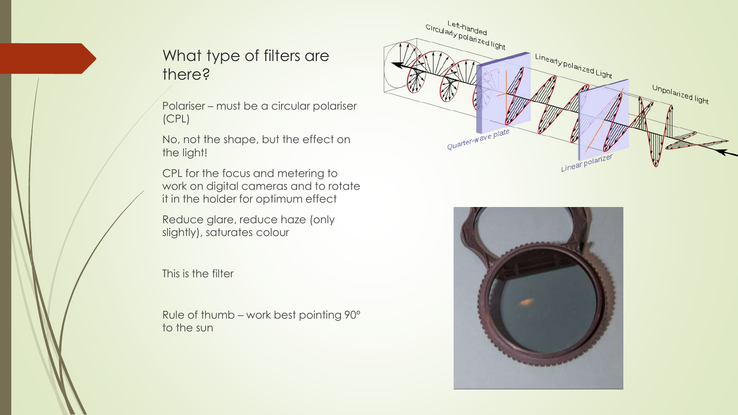## What type of filters are there?

Polariser – must be a circular polariser (CPL)

No, not the shape, but the effect on the light!

CPL for the focus and metering to work on digital cameras and to rotate it in the holder for optimum effect

Reduce glare, reduce haze (only slightly), saturates colour

This is the filter

Rule of thumb – work best pointing 90° to the sun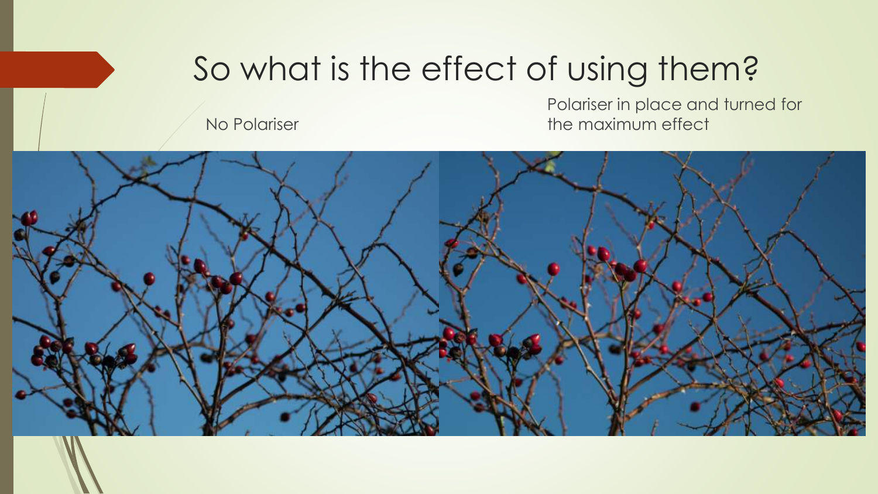# So what is the effect of using them?

No Polariser

Polariser in place and turned for the maximum effect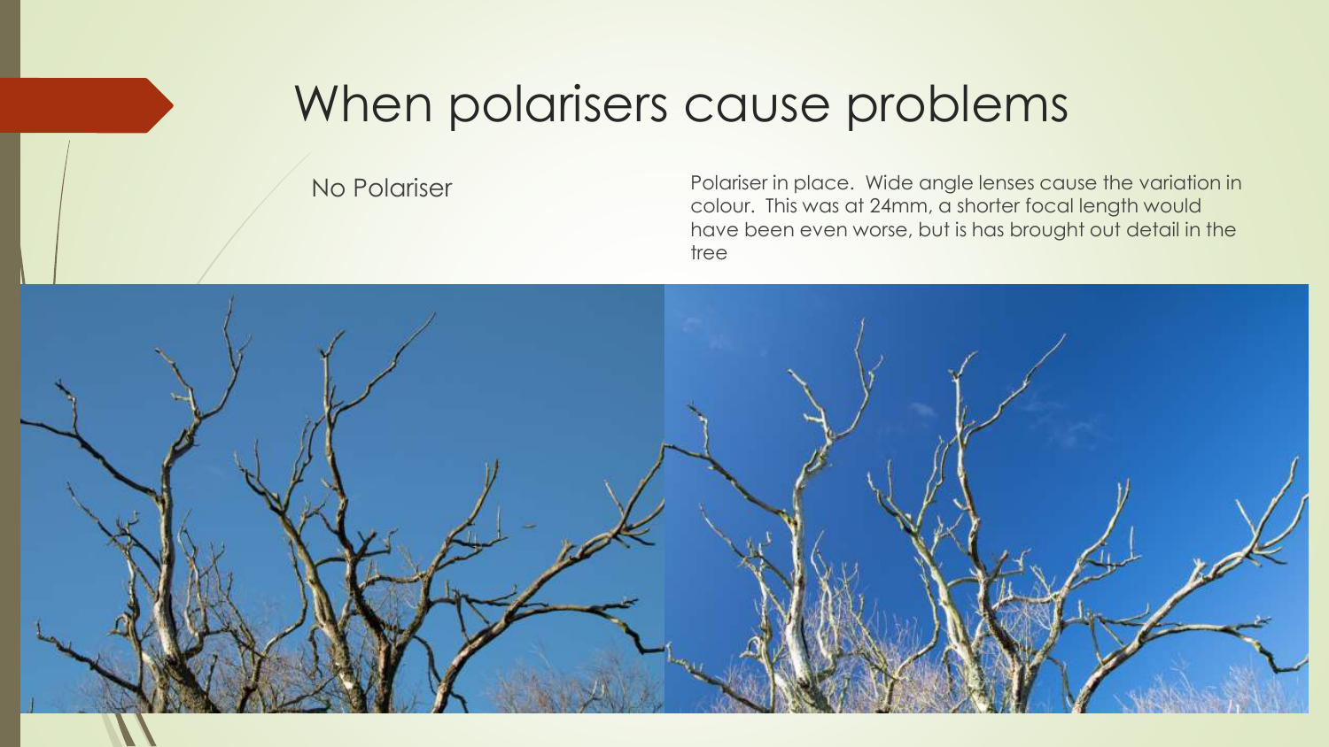# When polarisers cause problems

No Polariser

Polariser in place. Wide angle lenses cause the variation in colour. This was at 24mm, a shorter focal length would have been even worse, but is has brought out detail in the tree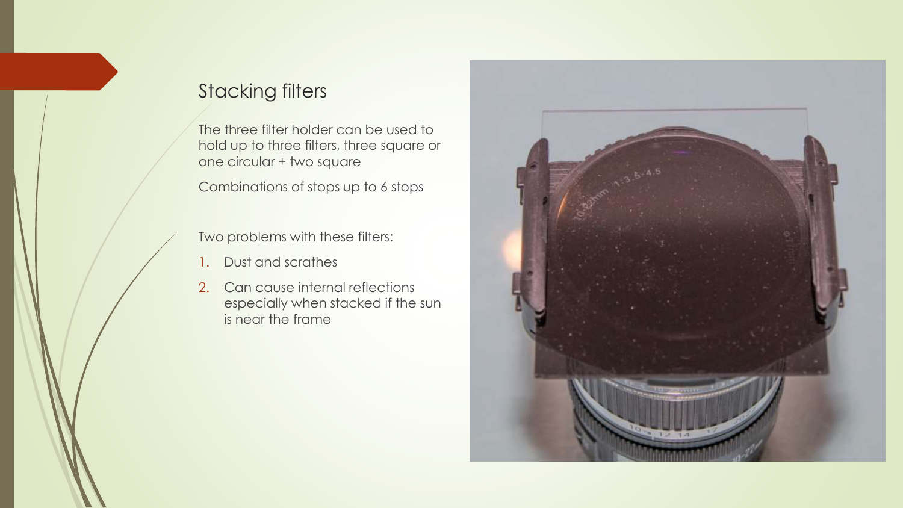## Stacking filters

The three filter holder can be used to hold up to three filters, three square or one circular + two square

Combinations of stops up to 6 stops

Two problems with these filters:

1. Dust and scrathes
2. Can cause internal reflections especially when stacked if the sun is near the frame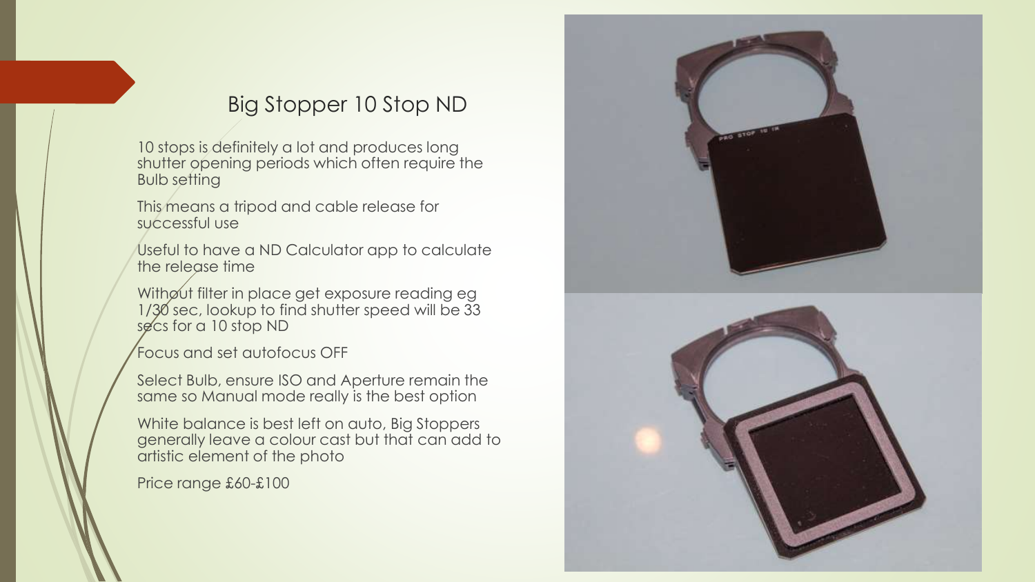## Big Stopper 10 Stop ND

10 stops is definitely a lot and produces long shutter opening periods which often require the Bulb setting

This means a tripod and cable release for successful use

Useful to have a ND Calculator app to calculate the release time

Without filter in place get exposure reading eg 1/30 sec, lookup to find shutter speed will be 33 secs for a 10 stop ND

Focus and set autofocus OFF

Select Bulb, ensure ISO and Aperture remain the same so Manual mode really is the best option

White balance is best left on auto, Big Stoppers generally leave a colour cast but that can add to artistic element of the photo

Price range £60-£100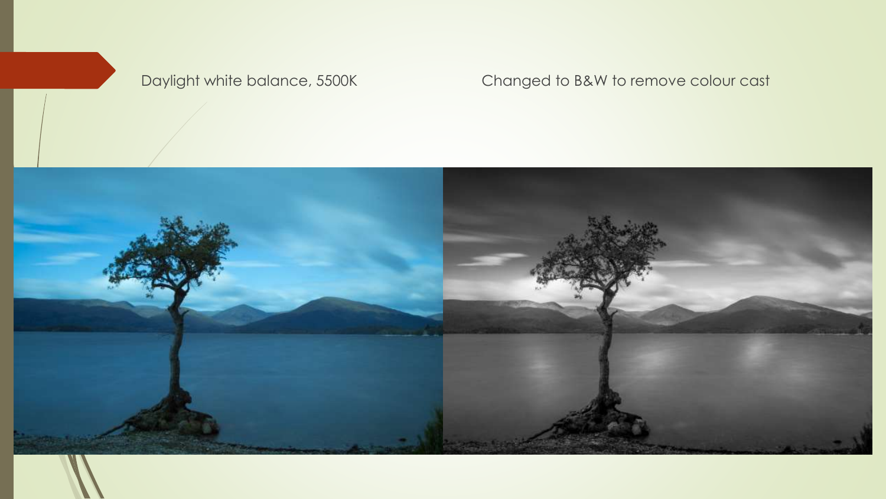Daylight white balance, 5500K

Changed to B&W to remove colour cast